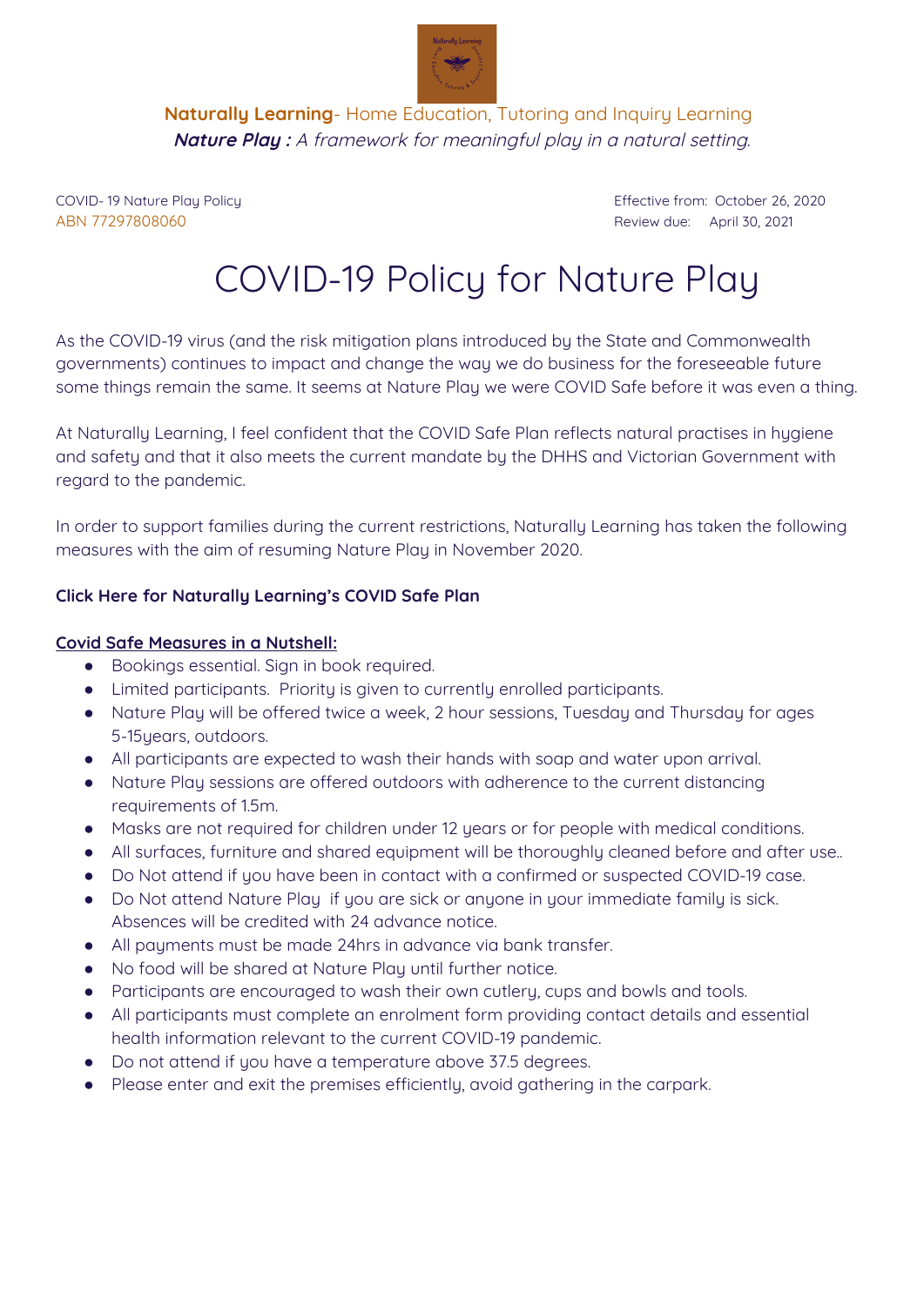**Naturally Learning**- Home Education, Tutoring and Inquiry Learning

***Nature Play :*** *A framework for meaningful play in a natural setting.*

COVID- 19 Nature Play Policy
ABN 77297808060

Effective from: October 26, 2020
Review due: April 30, 2021

# COVID-19 Policy for Nature Play

As the COVID-19 virus (and the risk mitigation plans introduced by the State and Commonwealth governments) continues to impact and change the way we do business for the foreseeable future some things remain the same. It seems at Nature Play we were COVID Safe before it was even a thing.

At Naturally Learning, I feel confident that the COVID Safe Plan reflects natural practises in hygiene and safety and that it also meets the current mandate by the DHHS and Victorian Government with regard to the pandemic.

In order to support families during the current restrictions, Naturally Learning has taken the following measures with the aim of resuming Nature Play in November 2020.

**Click Here for Naturally Learning's COVID Safe Plan**

**Covid Safe Measures in a Nutshell:**

- Bookings essential. Sign in book required.
- Limited participants. Priority is given to currently enrolled participants.
- Nature Play will be offered twice a week, 2 hour sessions, Tuesday and Thursday for ages 5-15years, outdoors.
- All participants are expected to wash their hands with soap and water upon arrival.
- Nature Play sessions are offered outdoors with adherence to the current distancing requirements of 1.5m.
- Masks are not required for children under 12 years or for people with medical conditions.
- All surfaces, furniture and shared equipment will be thoroughly cleaned before and after use..
- Do Not attend if you have been in contact with a confirmed or suspected COVID-19 case.
- Do Not attend Nature Play if you are sick or anyone in your immediate family is sick. Absences will be credited with 24 advance notice.
- All payments must be made 24hrs in advance via bank transfer.
- No food will be shared at Nature Play until further notice.
- Participants are encouraged to wash their own cutlery, cups and bowls and tools.
- All participants must complete an enrolment form providing contact details and essential health information relevant to the current COVID-19 pandemic.
- Do not attend if you have a temperature above 37.5 degrees.
- Please enter and exit the premises efficiently, avoid gathering in the carpark.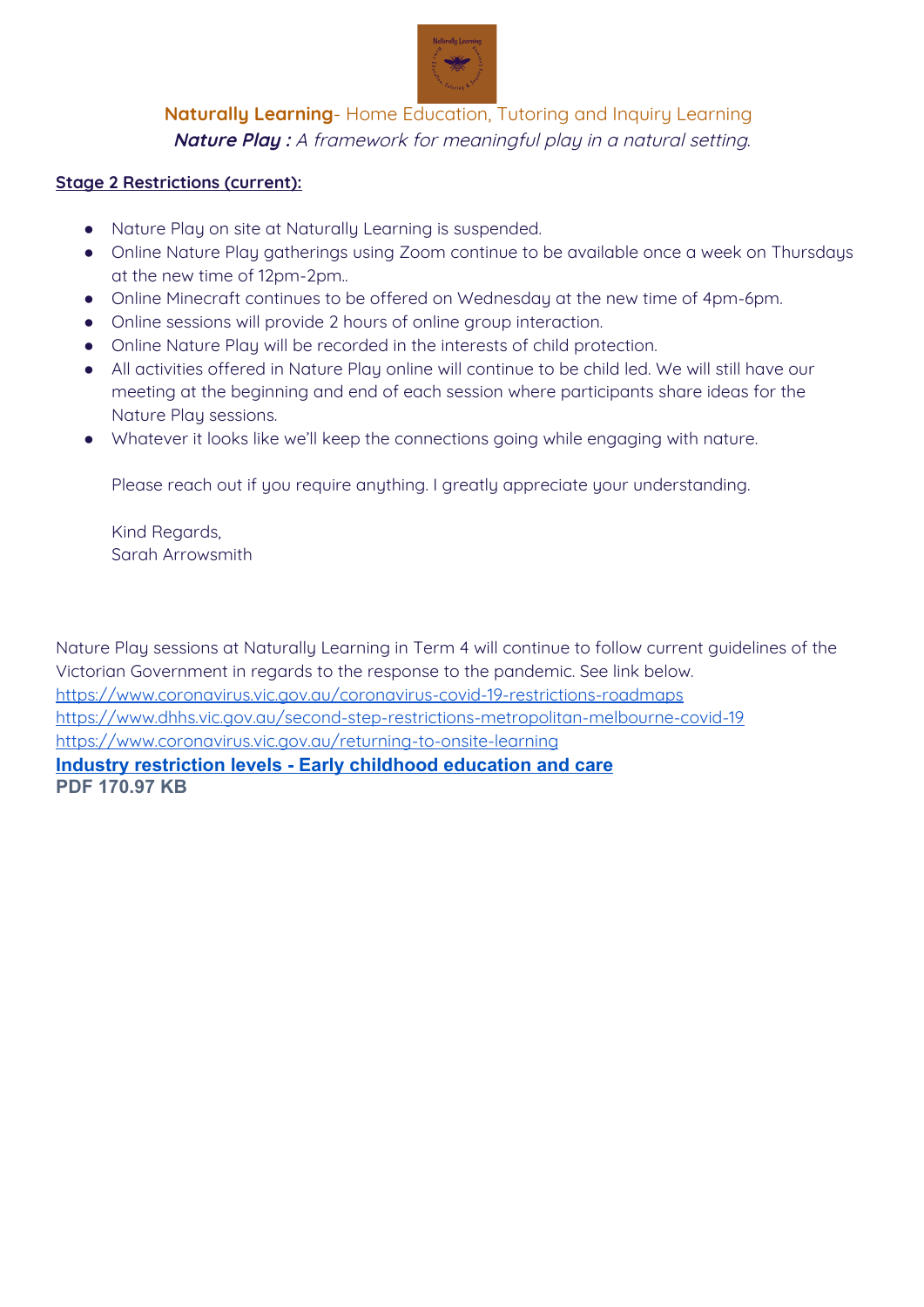**Naturally Learning**- Home Education, Tutoring and Inquiry Learning

***Nature Play :*** *A framework for meaningful play in a natural setting.*

**Stage 2 Restrictions (current):**

- Nature Play on site at Naturally Learning is suspended.
- Online Nature Play gatherings using Zoom continue to be available once a week on Thursdays at the new time of 12pm-2pm..
- Online Minecraft continues to be offered on Wednesday at the new time of 4pm-6pm.
- Online sessions will provide 2 hours of online group interaction.
- Online Nature Play will be recorded in the interests of child protection.
- All activities offered in Nature Play online will continue to be child led. We will still have our meeting at the beginning and end of each session where participants share ideas for the Nature Play sessions.
- Whatever it looks like we'll keep the connections going while engaging with nature.

Please reach out if you require anything. I greatly appreciate your understanding.

Kind Regards,
Sarah Arrowsmith

Nature Play sessions at Naturally Learning in Term 4 will continue to follow current guidelines of the Victorian Government in regards to the response to the pandemic. See link below.
https://www.coronavirus.vic.gov.au/coronavirus-covid-19-restrictions-roadmaps
https://www.dhhs.vic.gov.au/second-step-restrictions-metropolitan-melbourne-covid-19
https://www.coronavirus.vic.gov.au/returning-to-onsite-learning
**Industry restriction levels - Early childhood education and care**
**PDF 170.97 KB**